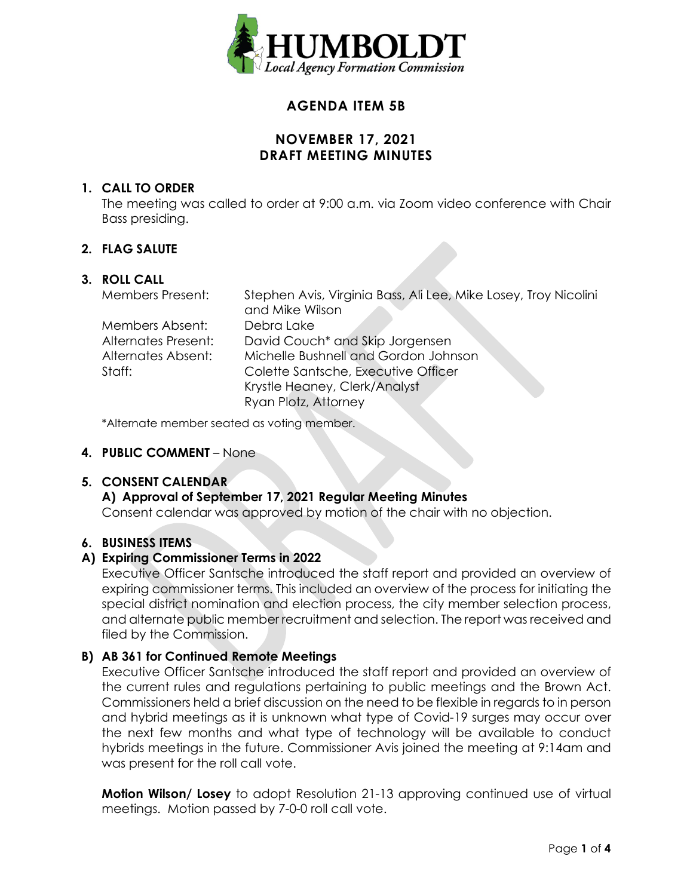**HUMBOLDT**
*Local Agency Formation Commission*

## AGENDA ITEM 5B

## NOVEMBER 17, 2021
## DRAFT MEETING MINUTES

### 1. CALL TO ORDER

The meeting was called to order at 9:00 a.m. via Zoom video conference with Chair Bass presiding.

### 2. FLAG SALUTE

### 3. ROLL CALL

| | |
|---|---|
| Members Present: | Stephen Avis, Virginia Bass, Ali Lee, Mike Losey, Troy Nicolini and Mike Wilson |
| Members Absent: | Debra Lake |
| Alternates Present: | David Couch* and Skip Jorgensen |
| Alternates Absent: | Michelle Bushnell and Gordon Johnson |
| Staff: | Colette Santsche, Executive Officer<br>Krystle Heaney, Clerk/Analyst<br>Ryan Plotz, Attorney |

*Alternate member seated as voting member.

### 4. PUBLIC COMMENT – None

### 5. CONSENT CALENDAR

**A) Approval of September 17, 2021 Regular Meeting Minutes**

Consent calendar was approved by motion of the chair with no objection.

### 6. BUSINESS ITEMS

**A) Expiring Commissioner Terms in 2022**

Executive Officer Santsche introduced the staff report and provided an overview of expiring commissioner terms. This included an overview of the process for initiating the special district nomination and election process, the city member selection process, and alternate public member recruitment and selection. The report was received and filed by the Commission.

**B) AB 361 for Continued Remote Meetings**

Executive Officer Santsche introduced the staff report and provided an overview of the current rules and regulations pertaining to public meetings and the Brown Act. Commissioners held a brief discussion on the need to be flexible in regards to in person and hybrid meetings as it is unknown what type of Covid-19 surges may occur over the next few months and what type of technology will be available to conduct hybrids meetings in the future. Commissioner Avis joined the meeting at 9:14am and was present for the roll call vote.

**Motion Wilson/ Losey** to adopt Resolution 21-13 approving continued use of virtual meetings. Motion passed by 7-0-0 roll call vote.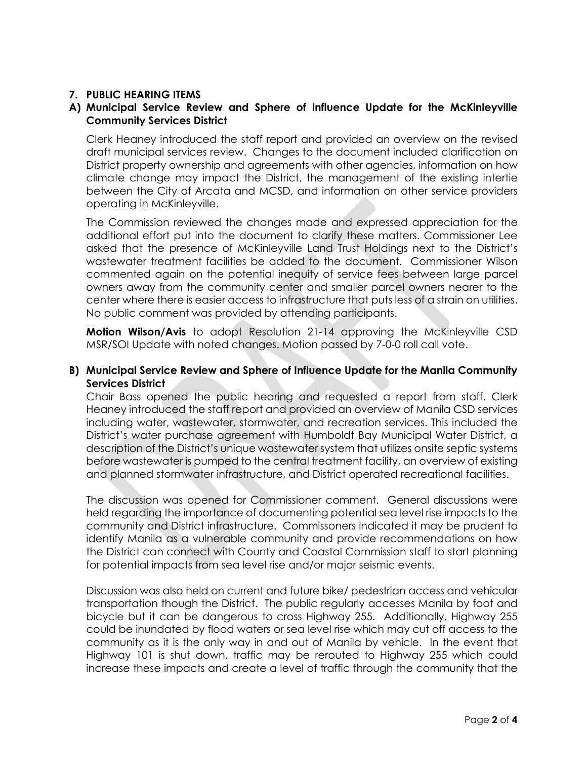## 7. PUBLIC HEARING ITEMS

### A) Municipal Service Review and Sphere of Influence Update for the McKinleyville Community Services District

Clerk Heaney introduced the staff report and provided an overview on the revised draft municipal services review. Changes to the document included clarification on District property ownership and agreements with other agencies, information on how climate change may impact the District, the management of the existing intertie between the City of Arcata and MCSD, and information on other service providers operating in McKinleyville.

The Commission reviewed the changes made and expressed appreciation for the additional effort put into the document to clarify these matters. Commissioner Lee asked that the presence of McKinleyville Land Trust Holdings next to the District's wastewater treatment facilities be added to the document. Commissioner Wilson commented again on the potential inequity of service fees between large parcel owners away from the community center and smaller parcel owners nearer to the center where there is easier access to infrastructure that puts less of a strain on utilities. No public comment was provided by attending participants.

**Motion Wilson/Avis** to adopt Resolution 21-14 approving the McKinleyville CSD MSR/SOI Update with noted changes. Motion passed by 7-0-0 roll call vote.

### B) Municipal Service Review and Sphere of Influence Update for the Manila Community Services District

Chair Bass opened the public hearing and requested a report from staff. Clerk Heaney introduced the staff report and provided an overview of Manila CSD services including water, wastewater, stormwater, and recreation services. This included the District's water purchase agreement with Humboldt Bay Municipal Water District, a description of the District's unique wastewater system that utilizes onsite septic systems before wastewater is pumped to the central treatment facility, an overview of existing and planned stormwater infrastructure, and District operated recreational facilities.

The discussion was opened for Commissioner comment. General discussions were held regarding the importance of documenting potential sea level rise impacts to the community and District infrastructure. Commissoners indicated it may be prudent to identify Manila as a vulnerable community and provide recommendations on how the District can connect with County and Coastal Commission staff to start planning for potential impacts from sea level rise and/or major seismic events.

Discussion was also held on current and future bike/ pedestrian access and vehicular transportation though the District. The public regularly accesses Manila by foot and bicycle but it can be dangerous to cross Highway 255. Additionally, Highway 255 could be inundated by flood waters or sea level rise which may cut off access to the community as it is the only way in and out of Manila by vehicle. In the event that Highway 101 is shut down, traffic may be rerouted to Highway 255 which could increase these impacts and create a level of traffic through the community that the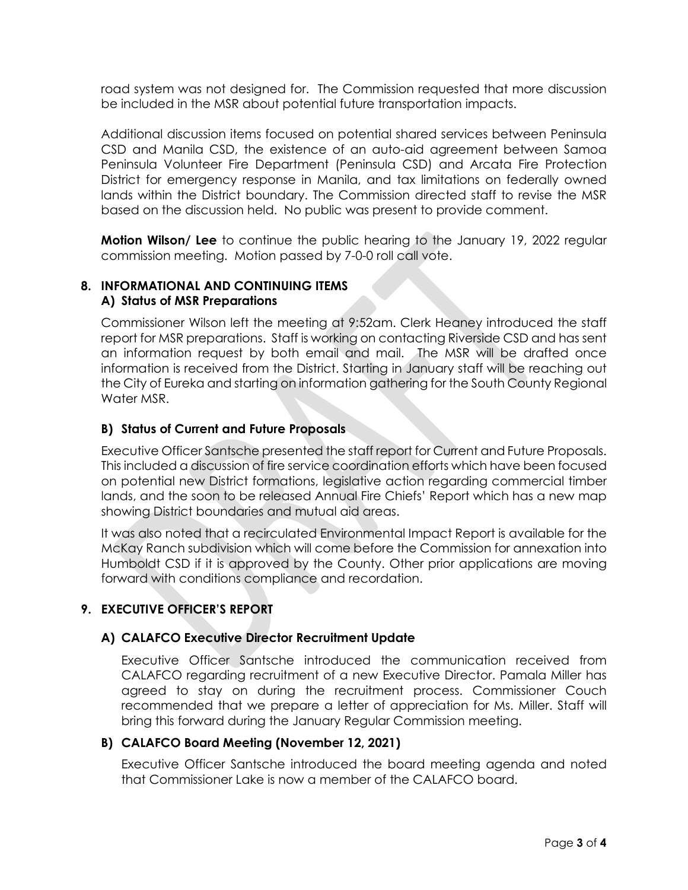road system was not designed for. The Commission requested that more discussion be included in the MSR about potential future transportation impacts.

Additional discussion items focused on potential shared services between Peninsula CSD and Manila CSD, the existence of an auto-aid agreement between Samoa Peninsula Volunteer Fire Department (Peninsula CSD) and Arcata Fire Protection District for emergency response in Manila, and tax limitations on federally owned lands within the District boundary. The Commission directed staff to revise the MSR based on the discussion held. No public was present to provide comment.

**Motion Wilson/ Lee** to continue the public hearing to the January 19, 2022 regular commission meeting. Motion passed by 7-0-0 roll call vote.

## 8. INFORMATIONAL AND CONTINUING ITEMS

### A) Status of MSR Preparations

Commissioner Wilson left the meeting at 9:52am. Clerk Heaney introduced the staff report for MSR preparations. Staff is working on contacting Riverside CSD and has sent an information request by both email and mail. The MSR will be drafted once information is received from the District. Starting in January staff will be reaching out the City of Eureka and starting on information gathering for the South County Regional Water MSR.

### B) Status of Current and Future Proposals

Executive Officer Santsche presented the staff report for Current and Future Proposals. This included a discussion of fire service coordination efforts which have been focused on potential new District formations, legislative action regarding commercial timber lands, and the soon to be released Annual Fire Chiefs' Report which has a new map showing District boundaries and mutual aid areas.

It was also noted that a recirculated Environmental Impact Report is available for the McKay Ranch subdivision which will come before the Commission for annexation into Humboldt CSD if it is approved by the County. Other prior applications are moving forward with conditions compliance and recordation.

## 9. EXECUTIVE OFFICER'S REPORT

### A) CALAFCO Executive Director Recruitment Update

Executive Officer Santsche introduced the communication received from CALAFCO regarding recruitment of a new Executive Director. Pamala Miller has agreed to stay on during the recruitment process. Commissioner Couch recommended that we prepare a letter of appreciation for Ms. Miller. Staff will bring this forward during the January Regular Commission meeting.

### B) CALAFCO Board Meeting (November 12, 2021)

Executive Officer Santsche introduced the board meeting agenda and noted that Commissioner Lake is now a member of the CALAFCO board.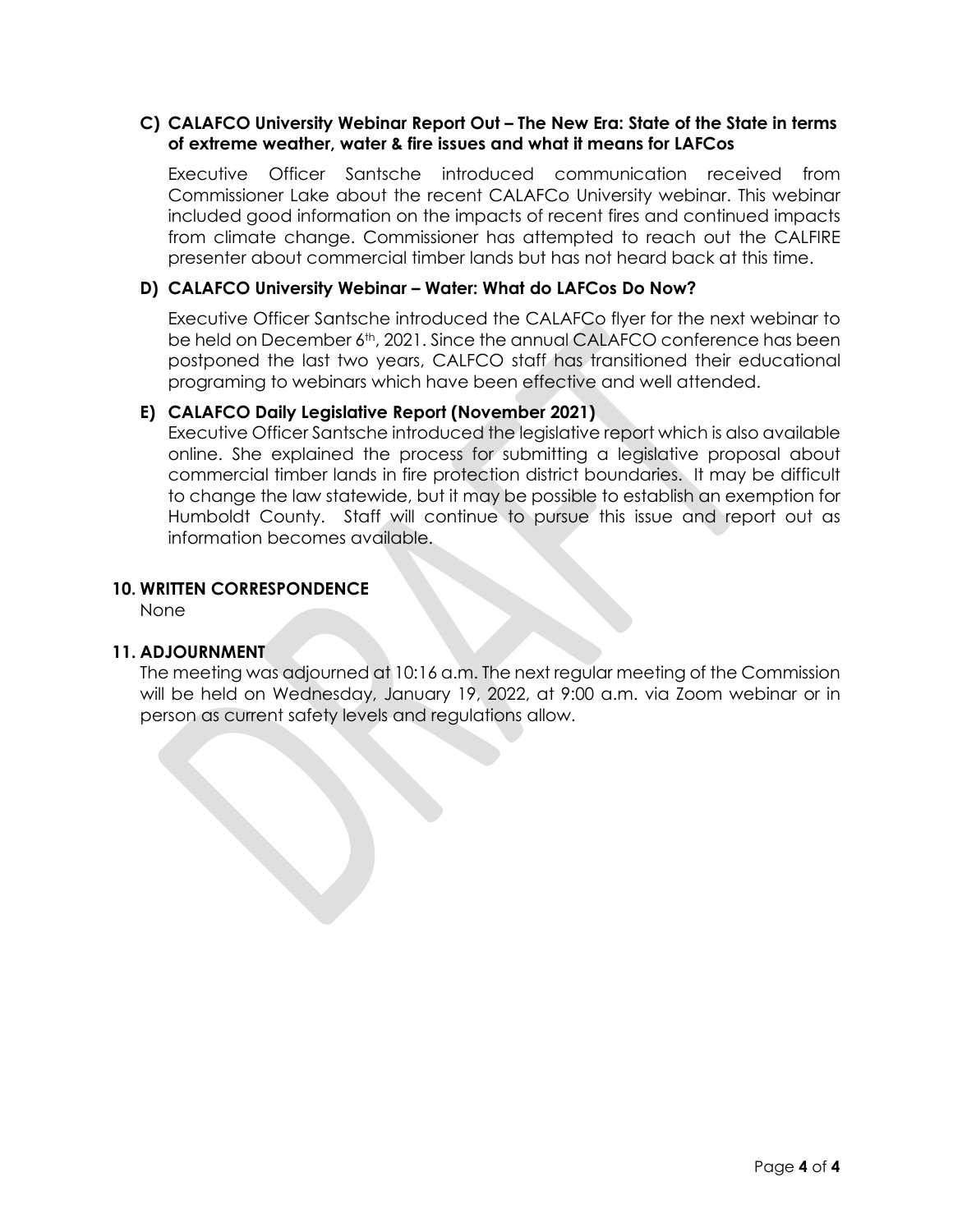**C) CALAFCO University Webinar Report Out – The New Era: State of the State in terms of extreme weather, water & fire issues and what it means for LAFCos**

Executive Officer Santsche introduced communication received from Commissioner Lake about the recent CALAFCo University webinar. This webinar included good information on the impacts of recent fires and continued impacts from climate change. Commissioner has attempted to reach out the CALFIRE presenter about commercial timber lands but has not heard back at this time.

**D) CALAFCO University Webinar – Water: What do LAFCos Do Now?**

Executive Officer Santsche introduced the CALAFCo flyer for the next webinar to be held on December 6th, 2021. Since the annual CALAFCO conference has been postponed the last two years, CALFCO staff has transitioned their educational programing to webinars which have been effective and well attended.

**E) CALAFCO Daily Legislative Report (November 2021)**

Executive Officer Santsche introduced the legislative report which is also available online. She explained the process for submitting a legislative proposal about commercial timber lands in fire protection district boundaries. It may be difficult to change the law statewide, but it may be possible to establish an exemption for Humboldt County. Staff will continue to pursue this issue and report out as information becomes available.

## 10. WRITTEN CORRESPONDENCE

None

## 11. ADJOURNMENT

The meeting was adjourned at 10:16 a.m. The next regular meeting of the Commission will be held on Wednesday, January 19, 2022, at 9:00 a.m. via Zoom webinar or in person as current safety levels and regulations allow.